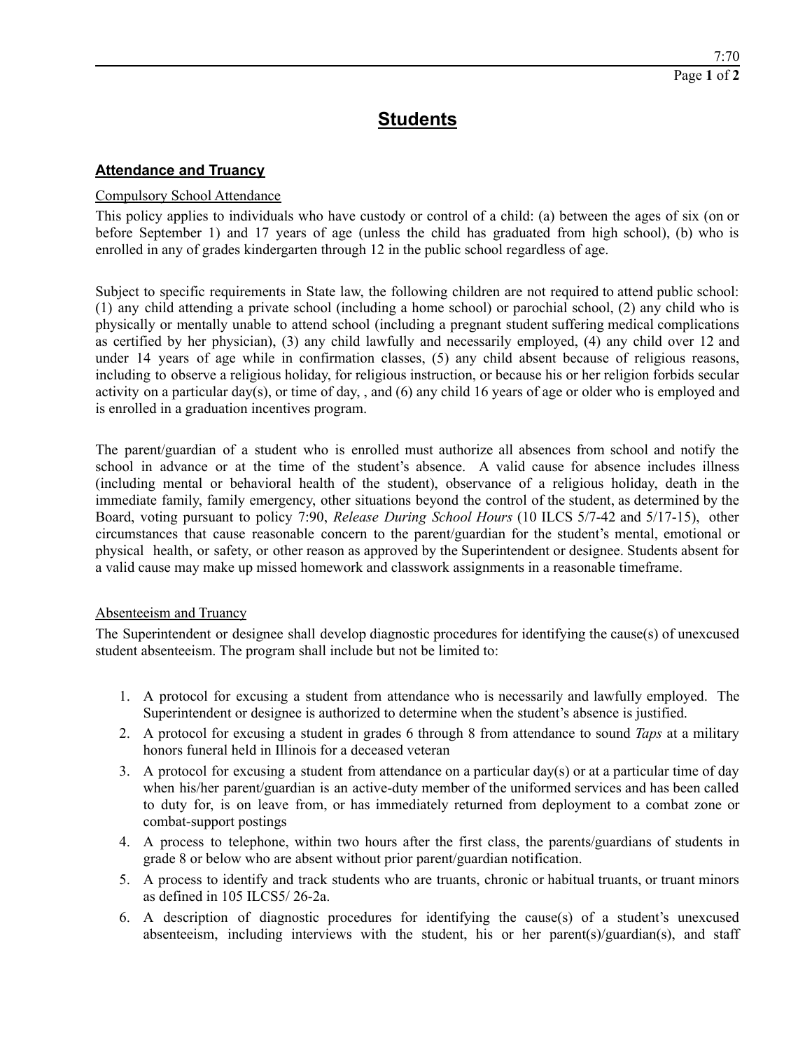# Students

## Attendance and Truancy

Compulsory School Attendance

This policy applies to individuals who have custody or control of a child: (a) between the ages of six (on or before September 1) and 17 years of age (unless the child has graduated from high school), (b) who is enrolled in any of grades kindergarten through 12 in the public school regardless of age.

Subject to specific requirements in State law, the following children are not required to attend public school: (1) any child attending a private school (including a home school) or parochial school, (2) any child who is physically or mentally unable to attend school (including a pregnant student suffering medical complications as certified by her physician), (3) any child lawfully and necessarily employed, (4) any child over 12 and under 14 years of age while in confirmation classes, (5) any child absent because of religious reasons, including to observe a religious holiday, for religious instruction, or because his or her religion forbids secular activity on a particular day(s), or time of day, , and (6) any child 16 years of age or older who is employed and is enrolled in a graduation incentives program.

The parent/guardian of a student who is enrolled must authorize all absences from school and notify the school in advance or at the time of the student's absence. A valid cause for absence includes illness (including mental or behavioral health of the student), observance of a religious holiday, death in the immediate family, family emergency, other situations beyond the control of the student, as determined by the Board, voting pursuant to policy 7:90, *Release During School Hours* (10 ILCS 5/7-42 and 5/17-15), other circumstances that cause reasonable concern to the parent/guardian for the student's mental, emotional or physical health, or safety, or other reason as approved by the Superintendent or designee. Students absent for a valid cause may make up missed homework and classwork assignments in a reasonable timeframe.

Absenteeism and Truancy

The Superintendent or designee shall develop diagnostic procedures for identifying the cause(s) of unexcused student absenteeism. The program shall include but not be limited to:

1. A protocol for excusing a student from attendance who is necessarily and lawfully employed. The Superintendent or designee is authorized to determine when the student's absence is justified.
2. A protocol for excusing a student in grades 6 through 8 from attendance to sound *Taps* at a military honors funeral held in Illinois for a deceased veteran
3. A protocol for excusing a student from attendance on a particular day(s) or at a particular time of day when his/her parent/guardian is an active-duty member of the uniformed services and has been called to duty for, is on leave from, or has immediately returned from deployment to a combat zone or combat-support postings
4. A process to telephone, within two hours after the first class, the parents/guardians of students in grade 8 or below who are absent without prior parent/guardian notification.
5. A process to identify and track students who are truants, chronic or habitual truants, or truant minors as defined in 105 ILCS5/ 26-2a.
6. A description of diagnostic procedures for identifying the cause(s) of a student's unexcused absenteeism, including interviews with the student, his or her parent(s)/guardian(s), and staff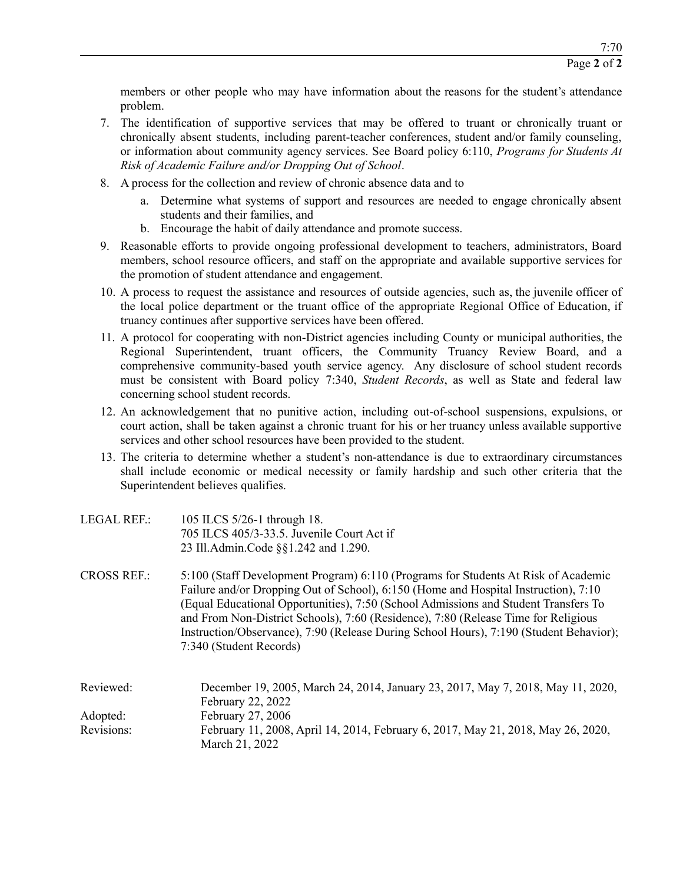members or other people who may have information about the reasons for the student's attendance problem.

7. The identification of supportive services that may be offered to truant or chronically truant or chronically absent students, including parent-teacher conferences, student and/or family counseling, or information about community agency services. See Board policy 6:110, *Programs for Students At Risk of Academic Failure and/or Dropping Out of School*.
8. A process for the collection and review of chronic absence data and to
   a. Determine what systems of support and resources are needed to engage chronically absent students and their families, and
   b. Encourage the habit of daily attendance and promote success.
9. Reasonable efforts to provide ongoing professional development to teachers, administrators, Board members, school resource officers, and staff on the appropriate and available supportive services for the promotion of student attendance and engagement.
10. A process to request the assistance and resources of outside agencies, such as, the juvenile officer of the local police department or the truant office of the appropriate Regional Office of Education, if truancy continues after supportive services have been offered.
11. A protocol for cooperating with non-District agencies including County or municipal authorities, the Regional Superintendent, truant officers, the Community Truancy Review Board, and a comprehensive community-based youth service agency. Any disclosure of school student records must be consistent with Board policy 7:340, *Student Records*, as well as State and federal law concerning school student records.
12. An acknowledgement that no punitive action, including out-of-school suspensions, expulsions, or court action, shall be taken against a chronic truant for his or her truancy unless available supportive services and other school resources have been provided to the student.
13. The criteria to determine whether a student's non-attendance is due to extraordinary circumstances shall include economic or medical necessity or family hardship and such other criteria that the Superintendent believes qualifies.

LEGAL REF.: 105 ILCS 5/26-1 through 18.
705 ILCS 405/3-33.5. Juvenile Court Act if
23 Ill.Admin.Code §§1.242 and 1.290.

CROSS REF.: 5:100 (Staff Development Program) 6:110 (Programs for Students At Risk of Academic Failure and/or Dropping Out of School), 6:150 (Home and Hospital Instruction), 7:10 (Equal Educational Opportunities), 7:50 (School Admissions and Student Transfers To and From Non-District Schools), 7:60 (Residence), 7:80 (Release Time for Religious Instruction/Observance), 7:90 (Release During School Hours), 7:190 (Student Behavior); 7:340 (Student Records)

Reviewed: December 19, 2005, March 24, 2014, January 23, 2017, May 7, 2018, May 11, 2020, February 22, 2022

Adopted: February 27, 2006

Revisions: February 11, 2008, April 14, 2014, February 6, 2017, May 21, 2018, May 26, 2020, March 21, 2022